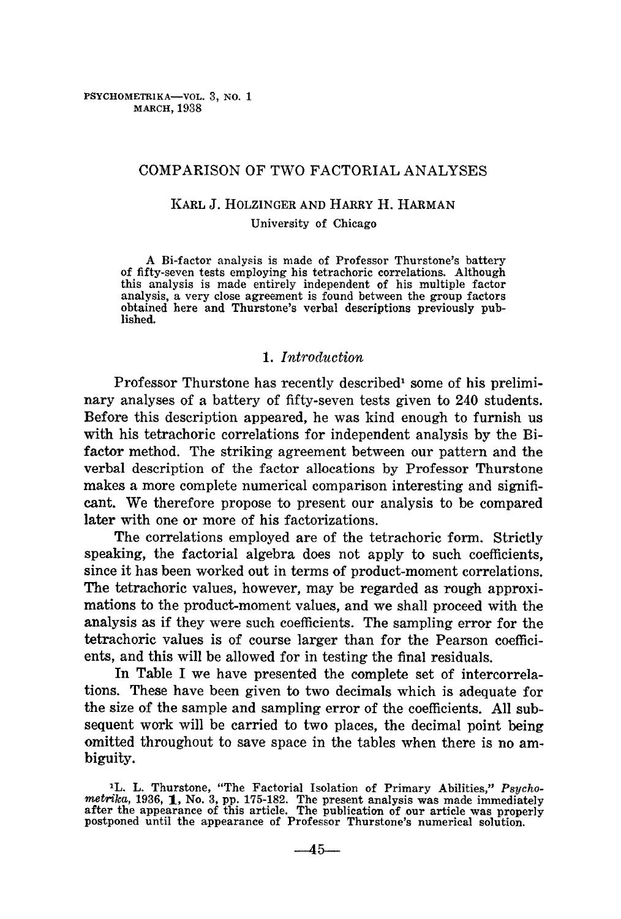# COMPARISON OF TWO FACTORIAL ANALYSES

KARL J. HOLZINGER AND HARRY H. HARMAN
University of Chicago

> A Bi-factor analysis is made of Professor Thurstone's battery of fifty-seven tests employing his tetrachoric correlations. Although this analysis is made entirely independent of his multiple factor analysis, a very close agreement is found between the group factors obtained here and Thurstone's verbal descriptions previously published.

## 1. *Introduction*

Professor Thurstone has recently described[1] some of his preliminary analyses of a battery of fifty-seven tests given to 240 students. Before this description appeared, he was kind enough to furnish us with his tetrachoric correlations for independent analysis by the Bi-factor method. The striking agreement between our pattern and the verbal description of the factor allocations by Professor Thurstone makes a more complete numerical comparison interesting and significant. We therefore propose to present our analysis to be compared later with one or more of his factorizations.

The correlations employed are of the tetrachoric form. Strictly speaking, the factorial algebra does not apply to such coefficients, since it has been worked out in terms of product-moment correlations. The tetrachoric values, however, may be regarded as rough approximations to the product-moment values, and we shall proceed with the analysis as if they were such coefficients. The sampling error for the tetrachoric values is of course larger than for the Pearson coefficients, and this will be allowed for in testing the final residuals.

In Table I we have presented the complete set of intercorrelations. These have been given to two decimals which is adequate for the size of the sample and sampling error of the coefficients. All subsequent work will be carried to two places, the decimal point being omitted throughout to save space in the tables when there is no ambiguity.

[1] L. L. Thurstone, "The Factorial Isolation of Primary Abilities," *Psychometrika*, 1936, **1**, No. 3, pp. 175-182. The present analysis was made immediately after the appearance of this article. The publication of our article was properly postponed until the appearance of Professor Thurstone's numerical solution.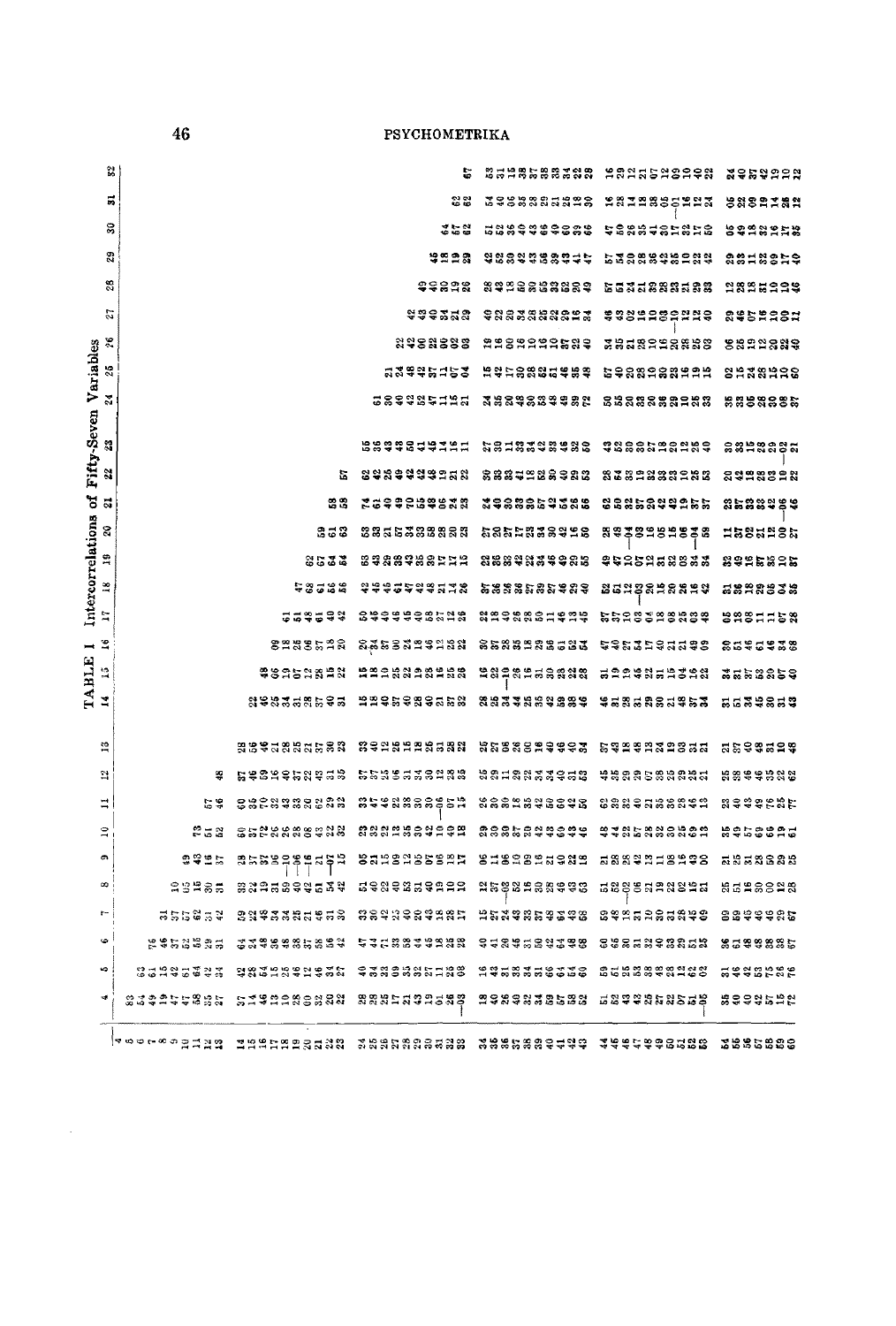TABLE I

Intercorrelations of Fifty-Seven Variables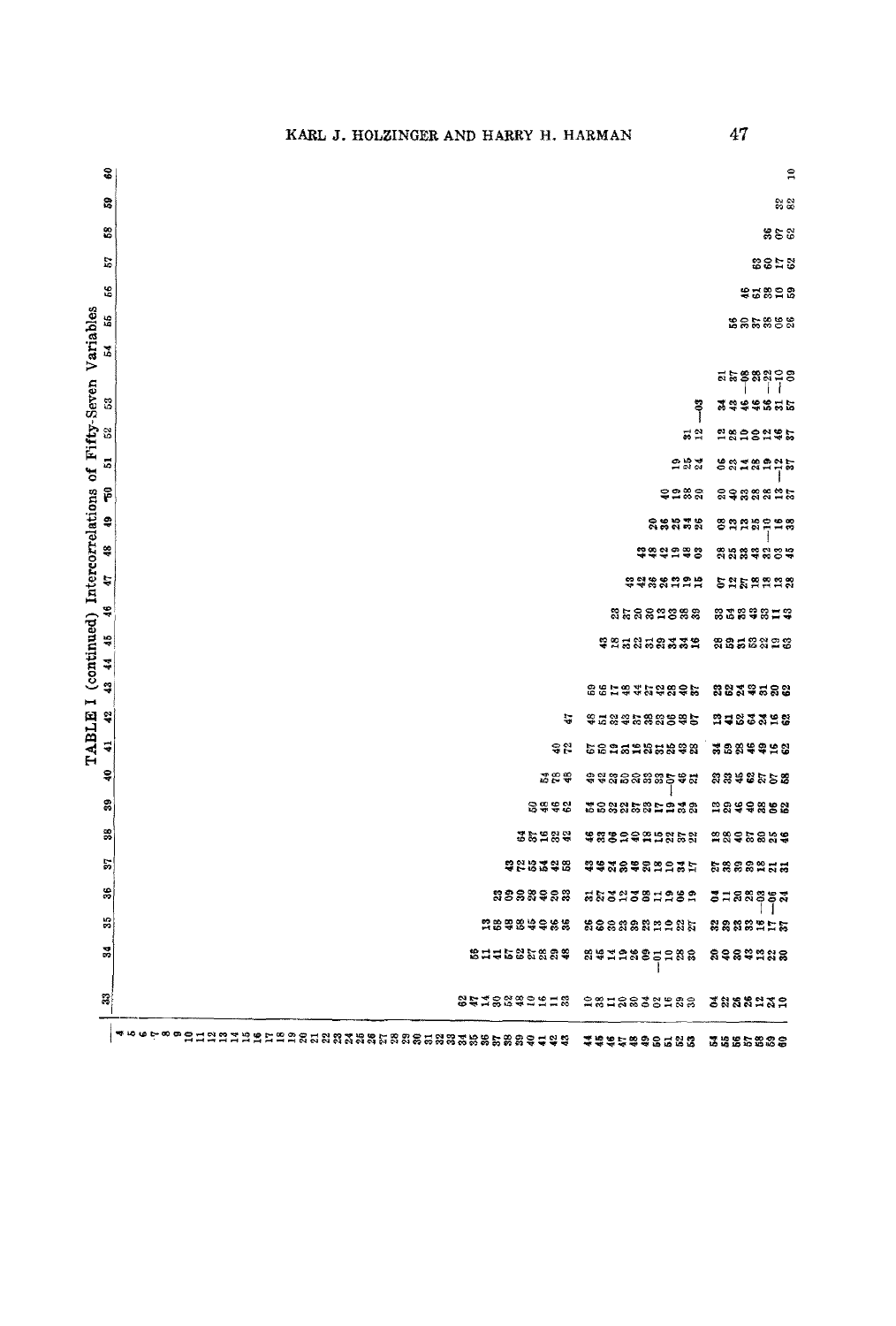TABLE I (continued) Intercorrelations of Fifty-Seven Variables

| | 33 | 34 | 35 | 36 | 37 | 38 | 39 | 40 | 41 | 42 | 43 | 44 | 45 | 46 | 47 | 48 | 49 | 50 | 51 | 52 | 53 | 54 | 55 | 56 | 57 | 58 | 59 | 60 |
|---|---|---|---|---|---|---|---|---|---|---|---|---|---|---|---|---|---|---|---|---|---|---|---|---|---|---|---|---|
| 4 | | | | | | | | | | | | | | | | | | | | | | | | | | | | |
| 5 | | | | | | | | | | | | | | | | | | | | | | | | | | | | |
| 6 | | | | | | | | | | | | | | | | | | | | | | | | | | | | |
| 7 | | | | | | | | | | | | | | | | | | | | | | | | | | | | |
| 8 | | | | | | | | | | | | | | | | | | | | | | | | | | | | |
| 9 | | | | | | | | | | | | | | | | | | | | | | | | | | | | |
| 10 | | | | | | | | | | | | | | | | | | | | | | | | | | | | |
| 11 | | | | | | | | | | | | | | | | | | | | | | | | | | | | |
| 12 | | | | | | | | | | | | | | | | | | | | | | | | | | | | |
| 13 | | | | | | | | | | | | | | | | | | | | | | | | | | | | |
| 14 | | | | | | | | | | | | | | | | | | | | | | | | | | | | |
| 15 | | | | | | | | | | | | | | | | | | | | | | | | | | | | |
| 16 | | | | | | | | | | | | | | | | | | | | | | | | | | | | |
| 17 | | | | | | | | | | | | | | | | | | | | | | | | | | | | |
| 18 | | | | | | | | | | | | | | | | | | | | | | | | | | | | |
| 19 | | | | | | | | | | | | | | | | | | | | | | | | | | | | |
| 20 | | | | | | | | | | | | | | | | | | | | | | | | | | | | |
| 21 | | | | | | | | | | | | | | | | | | | | | | | | | | | | |
| 22 | | | | | | | | | | | | | | | | | | | | | | | | | | | | |
| 23 | | | | | | | | | | | | | | | | | | | | | | | | | | | | |
| 24 | | | | | | | | | | | | | | | | | | | | | | | | | | | | |
| 25 | | | | | | | | | | | | | | | | | | | | | | | | | | | | |
| 26 | | | | | | | | | | | | | | | | | | | | | | | | | | | | |
| 27 | | | | | | | | | | | | | | | | | | | | | | | | | | | | |
| 28 | | | | | | | | | | | | | | | | | | | | | | | | | | | | |
| 29 | | | | | | | | | | | | | | | | | | | | | | | | | | | | |
| 30 | | | | | | | | | | | | | | | | | | | | | | | | | | | | |
| 31 | | | | | | | | | | | | | | | | | | | | | | | | | | | | |
| 32 | | | | | | | | | | | | | | | | | | | | | | | | | | | | |
| 33 | | | | | | | | | | | | | | | | | | | | | | | | | | | | |
| 34 | 62 | | | | | | | | | | | | | | | | | | | | | | | | | | | |
| 35 | 47 | 55 | | | | | | | | | | | | | | | | | | | | | | | | | | |
| 36 | 14 | 11 | 13 | | | | | | | | | | | | | | | | | | | | | | | | | |
| 37 | 30 | 41 | 68 | 23 | | | | | | | | | | | | | | | | | | | | | | | | |
| 38 | 52 | 57 | 48 | 30 | 43 | | | | | | | | | | | | | | | | | | | | | | | |
| 39 | 48 | 62 | 58 | 30 | 72 | 64 | | | | | | | | | | | | | | | | | | | | | | |
| 40 | 10 | 27 | 45 | 29 | 55 | 37 | 50 | | | | | | | | | | | | | | | | | | | | | |
| 41 | 16 | 28 | 40 | 40 | 54 | 16 | 48 | 54 | | | | | | | | | | | | | | | | | | | | |
| 42 | 11 | 29 | 36 | 20 | 42 | 32 | 46 | 78 | 40 | | | | | | | | | | | | | | | | | | | |
| 43 | 33 | 48 | 36 | 33 | 58 | 42 | 62 | 48 | 72 | 47 | | | | | | | | | | | | | | | | | | |
| 44 | 10 | 28 | 26 | 31 | 43 | 46 | 54 | 49 | 57 | 48 | 69 | | | | | | | | | | | | | | | | | |
| 45 | 38 | 45 | 60 | 27 | 46 | 33 | 50 | 42 | 60 | 51 | 66 | 43 | | | | | | | | | | | | | | | | |
| 46 | 11 | 14 | 30 | 04 | 24 | 06 | 32 | 23 | 19 | 32 | 17 | 18 | 23 | | | | | | | | | | | | | | | |
| 47 | 20 | 19 | 23 | 12 | 30 | 10 | 22 | 50 | 31 | 43 | 48 | 31 | 37 | 43 | | | | | | | | | | | | | | |
| 48 | 30 | 26 | 39 | 04 | 48 | 40 | 37 | 20 | 16 | 37 | 44 | 22 | 20 | 42 | 43 | | | | | | | | | | | | | |
| 49 | 04 | 09 | 23 | 08 | 20 | 18 | 23 | 33 | 25 | 38 | 27 | 31 | 30 | 36 | 48 | 20 | | | | | | | | | | | | |
| 50 | 02 | −01 | 13 | 11 | 18 | 15 | 17 | 33 | 31 | 23 | 42 | 29 | 13 | 26 | 42 | 36 | 40 | | | | | | | | | | | |
| 51 | 16 | 10 | 10 | 19 | 10 | 22 | 19 | −07 | 25 | 06 | 38 | 34 | 03 | 13 | 19 | 25 | 19 | 19 | | | | | | | | | | |
| 52 | 29 | 28 | 22 | 06 | 34 | 37 | 34 | 46 | 43 | 48 | 40 | 34 | 38 | 19 | 48 | 34 | 38 | 25 | 31 | | | | | | | | | |
| 53 | 30 | 30 | 27 | 19 | 17 | 22 | 29 | 21 | 28 | 07 | 37 | 16 | 39 | 15 | 03 | 26 | 20 | 24 | 12 | −03 | | | | | | | | |
| 54 | 04 | 20 | 32 | 04 | 27 | 13 | 13 | 23 | 34 | 13 | 23 | 28 | 33 | 07 | 28 | 08 | 20 | 06 | 12 | 34 | 21 | | | | | | | |
| 55 | 22 | 40 | 39 | 11 | 38 | 28 | 29 | 33 | 59 | 41 | 62 | 59 | 54 | 12 | 25 | 13 | 40 | 23 | 28 | 43 | 37 | 56 | | | | | | |
| 56 | 25 | 30 | 33 | 20 | 39 | 40 | 46 | 45 | 33 | 52 | 24 | 31 | 33 | 27 | 38 | 13 | 33 | 14 | 10 | 46 | −08 | 30 | 46 | | | | | |
| 57 | 26 | 43 | 33 | 28 | 39 | 37 | 40 | 62 | 46 | 64 | 43 | 32 | 43 | 18 | 43 | 25 | 28 | 28 | 00 | 46 | 28 | 37 | 61 | 63 | | | | |
| 58 | 12 | 13 | 16 | −03 | 18 | 30 | 38 | 27 | 49 | 34 | 31 | 22 | 33 | 18 | 32 | 10 | 28 | 19 | 12 | 56 | −22 | 38 | 38 | 60 | 36 | | | |
| 59 | 24 | 22 | 17 | −06 | 21 | 25 | 06 | 07 | 16 | 16 | 20 | 19 | 11 | 13 | 03 | −16 | 13 | −12 | 46 | 31 | −10 | 06 | 10 | 17 | 07 | 32 | | |
| 60 | 10 | 30 | 37 | 24 | 31 | 46 | 62 | 58 | 62 | 62 | 62 | 63 | 43 | 28 | 45 | 38 | 37 | 37 | 37 | 57 | −09 | 26 | 59 | 62 | 62 | 82 | 10 | |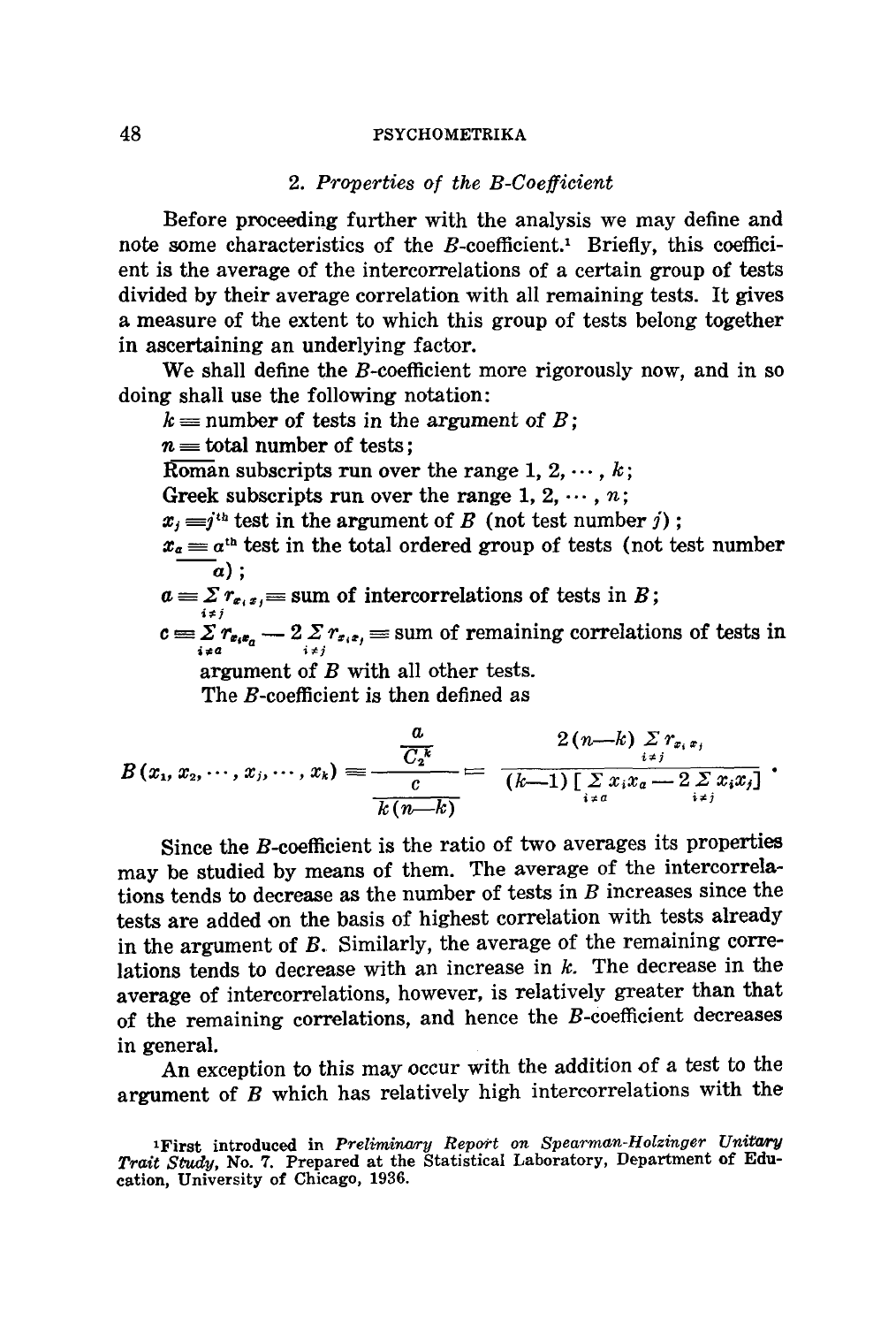## 2. *Properties of the B-Coefficient*

Before proceeding further with the analysis we may define and note some characteristics of the $B$-coefficient.[1] Briefly, this coefficient is the average of the intercorrelations of a certain group of tests divided by their average correlation with all remaining tests. It gives a measure of the extent to which this group of tests belong together in ascertaining an underlying factor.

We shall define the $B$-coefficient more rigorously now, and in so doing shall use the following notation:

$k \equiv$ number of tests in the argument of $B$;

$n \equiv$ total number of tests;

Roman subscripts run over the range $1, 2, \cdots, k$;

Greek subscripts run over the range $1, 2, \cdots, n$;

$x_j \equiv j^{\text{th}}$ test in the argument of $B$ (not test number $j$);

$x_a \equiv a^{\text{th}}$ test in the total ordered group of tests (not test number $a$);

$a \equiv \sum\limits_{i \neq j} r_{x_i x_j} \equiv$ sum of intercorrelations of tests in $B$;

$c \equiv \sum\limits_{i \neq a} r_{x_i x_a} - 2 \sum\limits_{i \neq j} r_{x_i x_j} \equiv$ sum of remaining correlations of tests in argument of $B$ with all other tests.

The $B$-coefficient is then defined as

$$B(x_1, x_2, \cdots, x_j, \cdots, x_k) \equiv \frac{\dfrac{a}{C_2^k}}{\dfrac{c}{k(n-k)}} = \frac{2(n-k) \sum\limits_{i \neq j} r_{x_i x_j}}{(k-1)\left[\sum\limits_{i \neq a} x_i x_a - 2 \sum\limits_{i \neq j} x_i x_j\right]} \, .$$

Since the $B$-coefficient is the ratio of two averages its properties may be studied by means of them. The average of the intercorrelations tends to decrease as the number of tests in $B$ increases since the tests are added on the basis of highest correlation with tests already in the argument of $B$. Similarly, the average of the remaining correlations tends to decrease with an increase in $k$. The decrease in the average of intercorrelations, however, is relatively greater than that of the remaining correlations, and hence the $B$-coefficient decreases in general.

An exception to this may occur with the addition of a test to the argument of $B$ which has relatively high intercorrelations with the

[1] First introduced in *Preliminary Report on Spearman-Holzinger Unitary Trait Study*, No. 7. Prepared at the Statistical Laboratory, Department of Education, University of Chicago, 1936.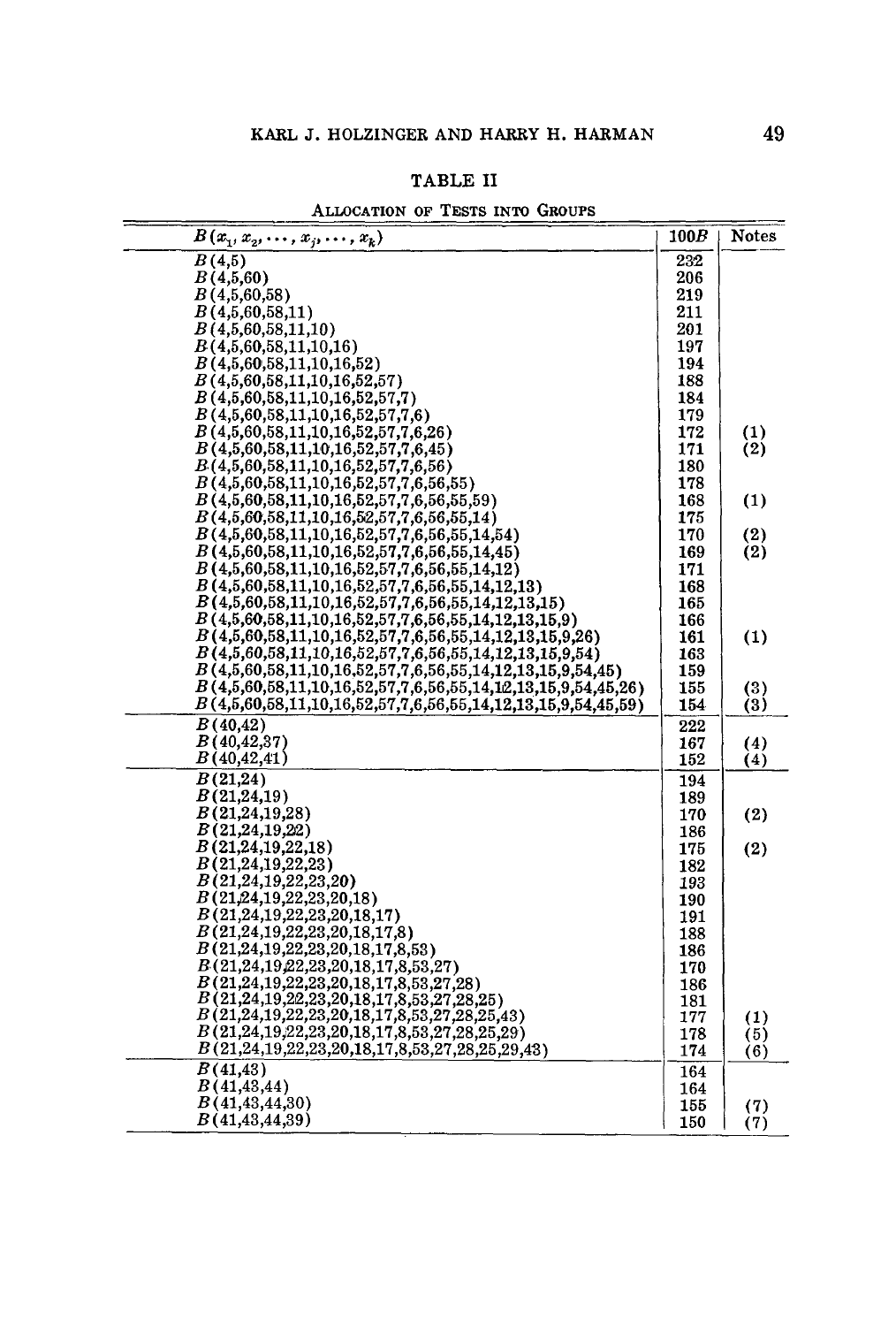## TABLE II

### Allocation of Tests into Groups

| $B(x_1, x_2, \cdots, x_j, \cdots, x_k)$ | 100B | Notes |
|---|---|---|
| $B$(4,5) | 232 | |
| $B$(4,5,60) | 206 | |
| $B$(4,5,60,58) | 219 | |
| $B$(4,5,60,58,11) | 211 | |
| $B$(4,5,60,58,11,10) | 201 | |
| $B$(4,5,60,58,11,10,16) | 197 | |
| $B$(4,5,60,58,11,10,16,52) | 194 | |
| $B$(4,5,60,58,11,10,16,52,57) | 188 | |
| $B$(4,5,60,58,11,10,16,52,57,7) | 184 | |
| $B$(4,5,60,58,11,10,16,52,57,7,6) | 179 | |
| $B$(4,5,60,58,11,10,16,52,57,7,6,26) | 172 | (1) |
| $B$(4,5,60,58,11,10,16,52,57,7,6,45) | 171 | (2) |
| $B$(4,5,60,58,11,10,16,52,57,7,6,56) | 180 | |
| $B$(4,5,60,58,11,10,16,52,57,7,6,56,55) | 178 | |
| $B$(4,5,60,58,11,10,16,52,57,7,6,56,55,59) | 168 | (1) |
| $B$(4,5,60,58,11,10,16,52,57,7,6,56,55,14) | 175 | |
| $B$(4,5,60,58,11,10,16,52,57,7,6,56,55,14,54) | 170 | (2) |
| $B$(4,5,60,58,11,10,16,52,57,7,6,56,55,14,45) | 169 | (2) |
| $B$(4,5,60,58,11,10,16,52,57,7,6,56,55,14,12) | 171 | |
| $B$(4,5,60,58,11,10,16,52,57,7,6,56,55,14,12,13) | 168 | |
| $B$(4,5,60,58,11,10,16,52,57,7,6,56,55,14,12,13,15) | 165 | |
| $B$(4,5,60,58,11,10,16,52,57,7,6,56,55,14,12,13,15,9) | 166 | |
| $B$(4,5,60,58,11,10,16,52,57,7,6,56,55,14,12,13,15,9,26) | 161 | (1) |
| $B$(4,5,60,58,11,10,16,52,57,7,6,56,55,14,12,13,15,9,54) | 163 | |
| $B$(4,5,60,58,11,10,16,52,57,7,6,56,55,14,12,13,15,9,54,45) | 159 | |
| $B$(4,5,60,58,11,10,16,52,57,7,6,56,55,14,12,13,15,9,54,45,26) | 155 | (3) |
| $B$(4,5,60,58,11,10,16,52,57,7,6,56,55,14,12,13,15,9,54,45,59) | 154 | (3) |
| $B$(40,42) | 222 | |
| $B$(40,42,37) | 167 | (4) |
| $B$(40,42,41) | 152 | (4) |
| $B$(21,24) | 194 | |
| $B$(21,24,19) | 189 | |
| $B$(21,24,19,28) | 170 | (2) |
| $B$(21,24,19,22) | 186 | |
| $B$(21,24,19,22,18) | 175 | (2) |
| $B$(21,24,19,22,23) | 182 | |
| $B$(21,24,19,22,23,20) | 193 | |
| $B$(21,24,19,22,23,20,18) | 190 | |
| $B$(21,24,19,22,23,20,18,17) | 191 | |
| $B$(21,24,19,22,23,20,18,17,8) | 188 | |
| $B$(21,24,19,22,23,20,18,17,8,53) | 186 | |
| $B$(21,24,19,22,23,20,18,17,8,53,27) | 170 | |
| $B$(21,24,19,22,23,20,18,17,8,53,27,28) | 186 | |
| $B$(21,24,19,22,23,20,18,17,8,53,27,28,25) | 181 | |
| $B$(21,24,19,22,23,20,18,17,8,53,27,28,25,43) | 177 | (1) |
| $B$(21,24,19,22,23,20,18,17,8,53,27,28,25,29) | 178 | (5) |
| $B$(21,24,19,22,23,20,18,17,8,53,27,28,25,29,43) | 174 | (6) |
| $B$(41,43) | 164 | |
| $B$(41,43,44) | 164 | |
| $B$(41,43,44,30) | 155 | (7) |
| $B$(41,43,44,39) | 150 | (7) |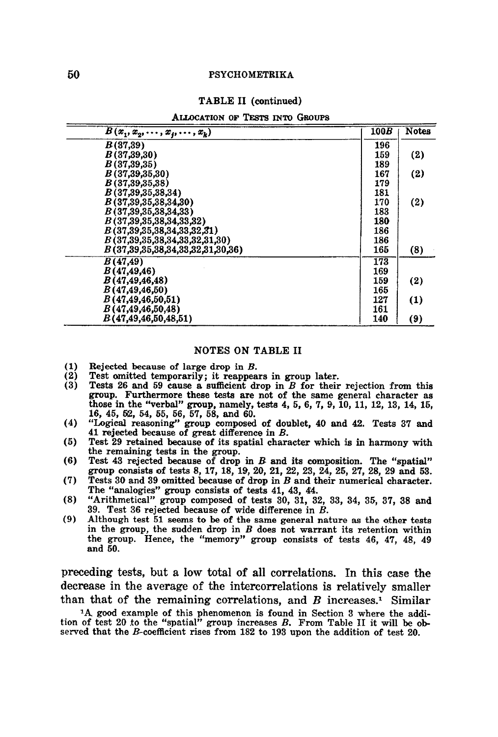TABLE II (continued)

ALLOCATION OF TESTS INTO GROUPS

| $B(x_1, x_2, \cdots, x_j, \cdots, x_k)$ | $100B$ | Notes |
|---|---|---|
| $B(37,39)$ | 196 | |
| $B(37,39,30)$ | 159 | (2) |
| $B(37,39,35)$ | 189 | |
| $B(37,39,35,30)$ | 167 | (2) |
| $B(37,39,35,38)$ | 179 | |
| $B(37,39,35,38,34)$ | 181 | |
| $B(37,39,35,38,34,30)$ | 170 | (2) |
| $B(37,39,35,38,34,33)$ | 183 | |
| $B(37,39,35,38,34,33,32)$ | 180 | |
| $B(37,39,35,38,34,33,32,31)$ | 186 | |
| $B(37,39,35,38,34,33,32,31,30)$ | 186 | |
| $B(37,39,35,38,34,33,32,31,30,36)$ | 165 | (8) |
| $B(47,49)$ | 173 | |
| $B(47,49,46)$ | 169 | |
| $B(47,49,46,48)$ | 159 | (2) |
| $B(47,49,46,50)$ | 165 | |
| $B(47,49,46,50,51)$ | 127 | (1) |
| $B(47,49,46,50,48)$ | 161 | |
| $B(47,49,46,50,48,51)$ | 140 | (9) |

NOTES ON TABLE II

(1) Rejected because of large drop in $B$.
(2) Test omitted temporarily; it reappears in group later.
(3) Tests 26 and 59 cause a sufficient drop in $B$ for their rejection from this group. Furthermore these tests are not of the same general character as those in the "verbal" group, namely, tests 4, 5, 6, 7, 9, 10, 11, 12, 13, 14, 15, 16, 45, 52, 54, 55, 56, 57, 58, and 60.
(4) "Logical reasoning" group composed of doublet, 40 and 42. Tests 37 and 41 rejected because of great difference in $B$.
(5) Test 29 retained because of its spatial character which is in harmony with the remaining tests in the group.
(6) Test 43 rejected because of drop in $B$ and its composition. The "spatial" group consists of tests 8, 17, 18, 19, 20, 21, 22, 23, 24, 25, 27, 28, 29 and 53.
(7) Tests 30 and 39 omitted because of drop in $B$ and their numerical character. The "analogies" group consists of tests 41, 43, 44.
(8) "Arithmetical" group composed of tests 30, 31, 32, 33, 34, 35, 37, 38 and 39. Test 36 rejected because of wide difference in $B$.
(9) Although test 51 seems to be of the same general nature as the other tests in the group, the sudden drop in $B$ does not warrant its retention within the group. Hence, the "memory" group consists of tests 46, 47, 48, 49 and 50.

preceding tests, but a low total of all correlations. In this case the decrease in the average of the intercorrelations is relatively smaller than that of the remaining correlations, and $B$ increases.[1] Similar

[1] A good example of this phenomenon is found in Section 3 where the addition of test 20 to the "spatial" group increases $B$. From Table II it will be observed that the $B$-coefficient rises from 182 to 193 upon the addition of test 20.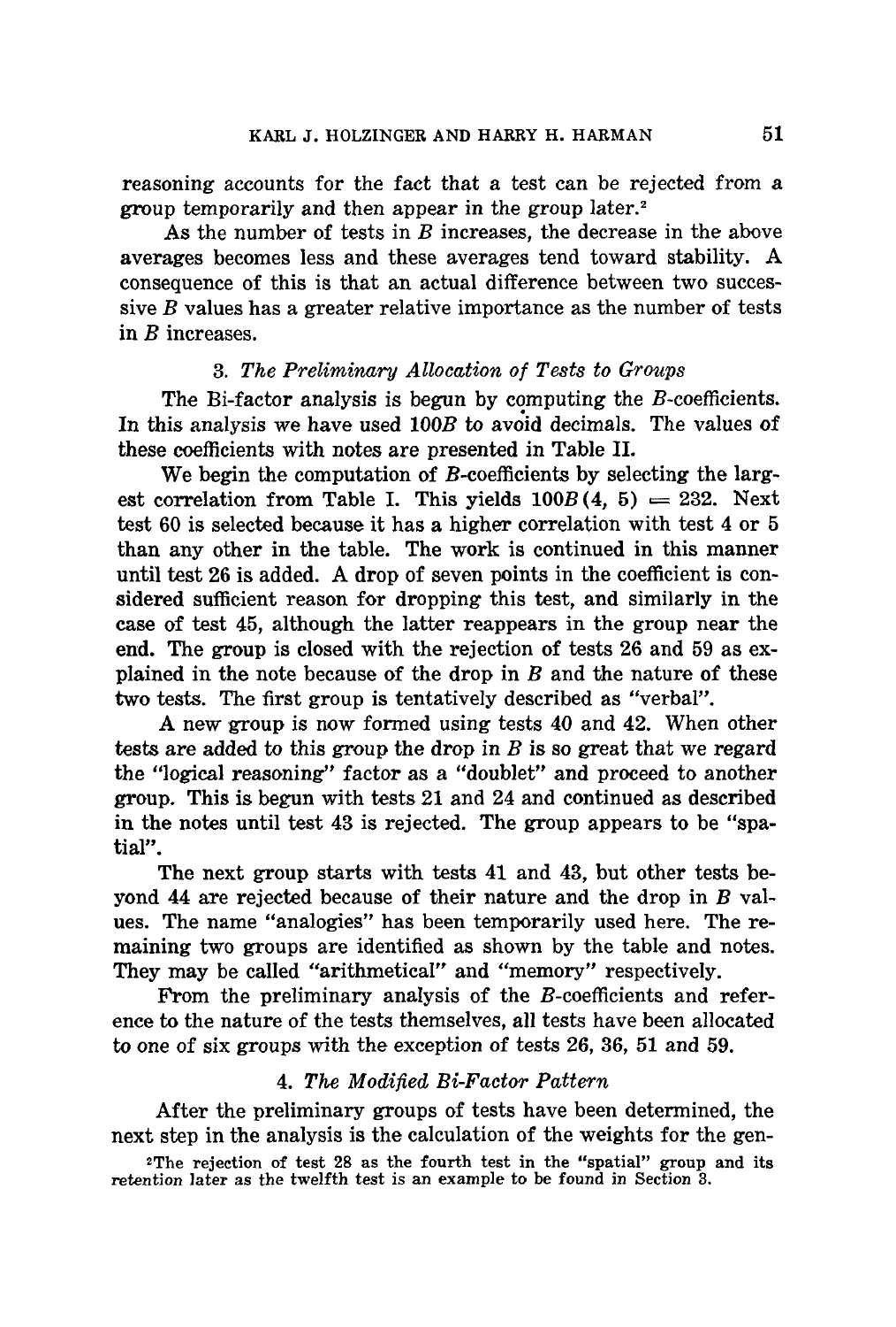reasoning accounts for the fact that a test can be rejected from a group temporarily and then appear in the group later.[2]

As the number of tests in $B$ increases, the decrease in the above averages becomes less and these averages tend toward stability. A consequence of this is that an actual difference between two successive $B$ values has a greater relative importance as the number of tests in $B$ increases.

### 3. *The Preliminary Allocation of Tests to Groups*

The Bi-factor analysis is begun by computing the $B$-coefficients. In this analysis we have used $100B$ to avoid decimals. The values of these coefficients with notes are presented in Table II.

We begin the computation of $B$-coefficients by selecting the largest correlation from Table I. This yields $100B(4, 5) = 232$. Next test 60 is selected because it has a higher correlation with test 4 or 5 than any other in the table. The work is continued in this manner until test 26 is added. A drop of seven points in the coefficient is considered sufficient reason for dropping this test, and similarly in the case of test 45, although the latter reappears in the group near the end. The group is closed with the rejection of tests 26 and 59 as explained in the note because of the drop in $B$ and the nature of these two tests. The first group is tentatively described as "verbal".

A new group is now formed using tests 40 and 42. When other tests are added to this group the drop in $B$ is so great that we regard the "logical reasoning" factor as a "doublet" and proceed to another group. This is begun with tests 21 and 24 and continued as described in the notes until test 43 is rejected. The group appears to be "spatial".

The next group starts with tests 41 and 43, but other tests beyond 44 are rejected because of their nature and the drop in $B$ values. The name "analogies" has been temporarily used here. The remaining two groups are identified as shown by the table and notes. They may be called "arithmetical" and "memory" respectively.

From the preliminary analysis of the $B$-coefficients and reference to the nature of the tests themselves, all tests have been allocated to one of six groups with the exception of tests 26, 36, 51 and 59.

### 4. *The Modified Bi-Factor Pattern*

After the preliminary groups of tests have been determined, the next step in the analysis is the calculation of the weights for the gen-

[2]The rejection of test 28 as the fourth test in the "spatial" group and its retention later as the twelfth test is an example to be found in Section 3.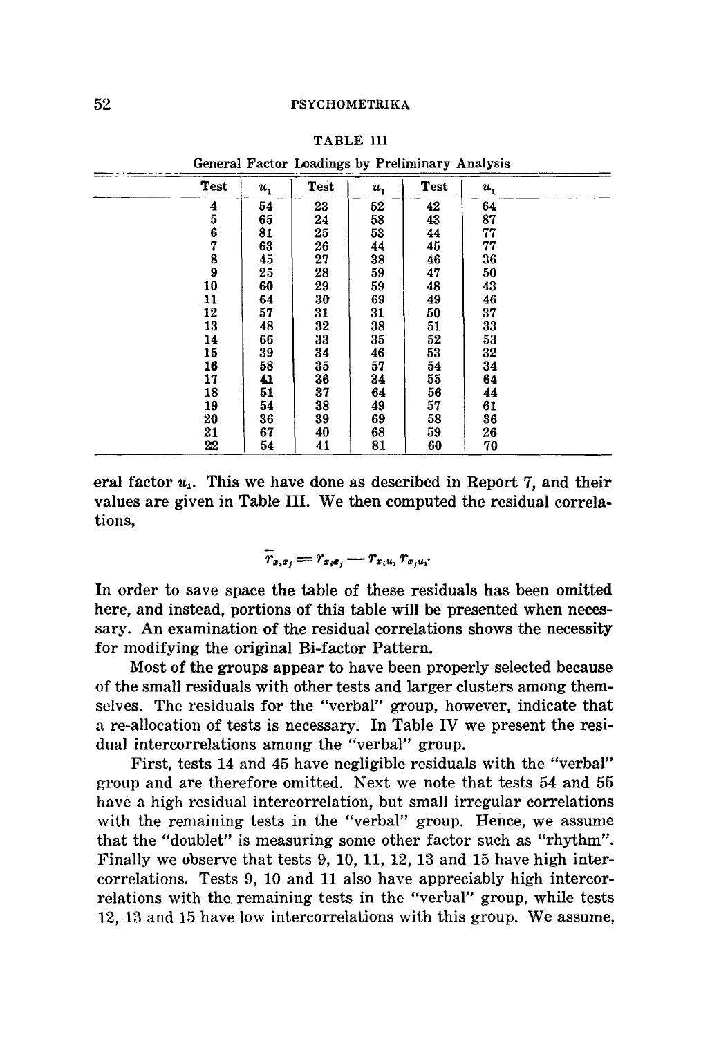TABLE III

General Factor Loadings by Preliminary Analysis

| Test | $u_1$ | Test | $u_1$ | Test | $u_1$ |
|---|---|---|---|---|---|
| 4 | 54 | 23 | 52 | 42 | 64 |
| 5 | 65 | 24 | 58 | 43 | 87 |
| 6 | 81 | 25 | 53 | 44 | 77 |
| 7 | 63 | 26 | 44 | 45 | 77 |
| 8 | 45 | 27 | 38 | 46 | 36 |
| 9 | 25 | 28 | 59 | 47 | 50 |
| 10 | 60 | 29 | 59 | 48 | 43 |
| 11 | 64 | 30 | 69 | 49 | 46 |
| 12 | 57 | 31 | 31 | 50 | 37 |
| 13 | 48 | 32 | 38 | 51 | 33 |
| 14 | 66 | 33 | 35 | 52 | 53 |
| 15 | 39 | 34 | 46 | 53 | 32 |
| 16 | 58 | 35 | 57 | 54 | 34 |
| 17 | 41 | 36 | 34 | 55 | 64 |
| 18 | 51 | 37 | 64 | 56 | 44 |
| 19 | 54 | 38 | 49 | 57 | 61 |
| 20 | 36 | 39 | 69 | 58 | 36 |
| 21 | 67 | 40 | 68 | 59 | 26 |
| 22 | 54 | 41 | 81 | 60 | 70 |

eral factor $u_1$. This we have done as described in Report 7, and their values are given in Table III. We then computed the residual correlations,

$$\bar{r}_{x_i x_j} = r_{x_i x_j} - r_{x_i u_1} r_{x_j u_1}.$$

In order to save space the table of these residuals has been omitted here, and instead, portions of this table will be presented when necessary. An examination of the residual correlations shows the necessity for modifying the original Bi-factor Pattern.

Most of the groups appear to have been properly selected because of the small residuals with other tests and larger clusters among themselves. The residuals for the "verbal" group, however, indicate that a re-allocation of tests is necessary. In Table IV we present the residual intercorrelations among the "verbal" group.

First, tests 14 and 45 have negligible residuals with the "verbal" group and are therefore omitted. Next we note that tests 54 and 55 have a high residual intercorrelation, but small irregular correlations with the remaining tests in the "verbal" group. Hence, we assume that the "doublet" is measuring some other factor such as "rhythm". Finally we observe that tests 9, 10, 11, 12, 13 and 15 have high intercorrelations. Tests 9, 10 and 11 also have appreciably high intercorrelations with the remaining tests in the "verbal" group, while tests 12, 13 and 15 have low intercorrelations with this group. We assume,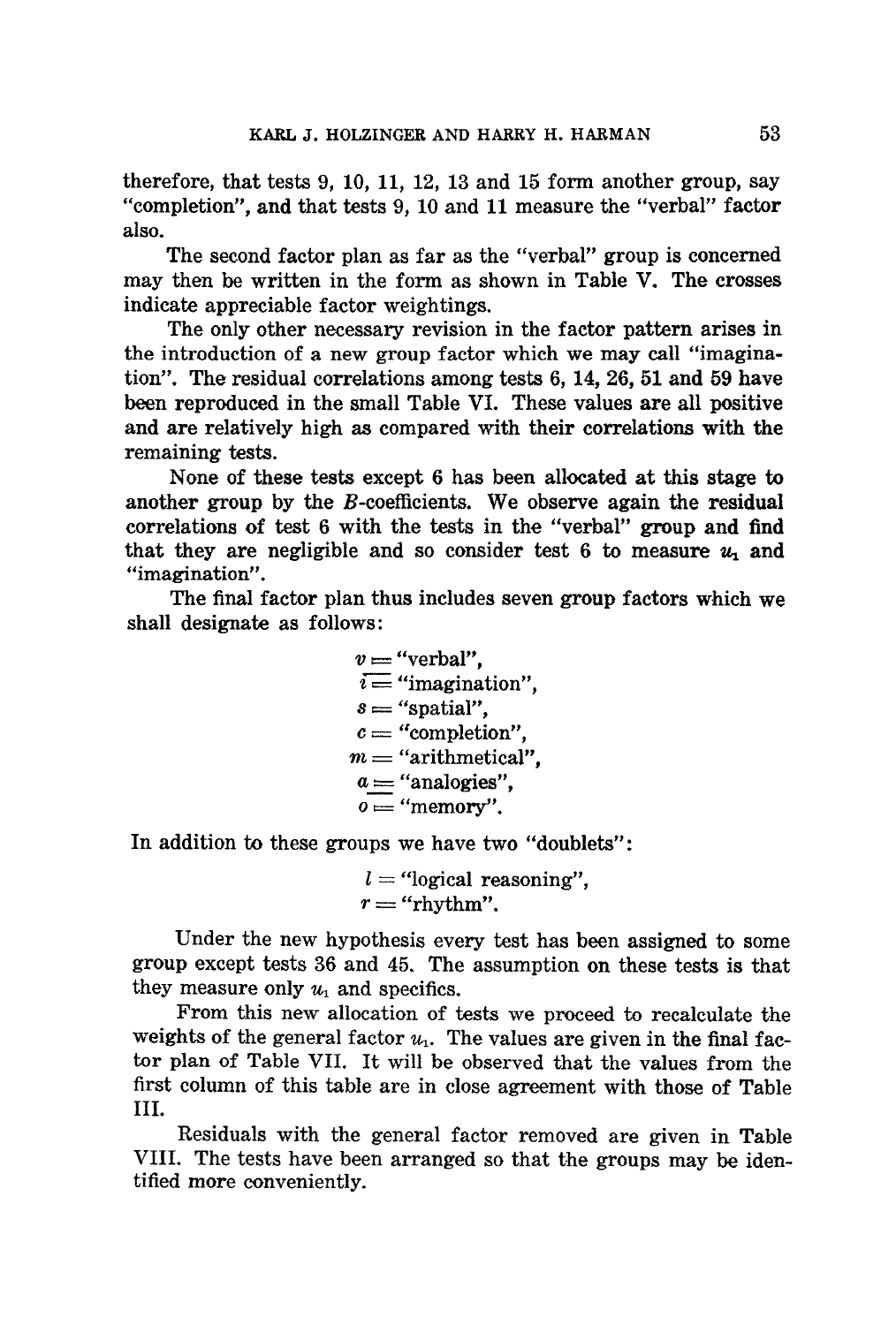therefore, that tests 9, 10, 11, 12, 13 and 15 form another group, say "completion", and that tests 9, 10 and 11 measure the "verbal" factor also.

The second factor plan as far as the "verbal" group is concerned may then be written in the form as shown in Table V. The crosses indicate appreciable factor weightings.

The only other necessary revision in the factor pattern arises in the introduction of a new group factor which we may call "imagination". The residual correlations among tests 6, 14, 26, 51 and 59 have been reproduced in the small Table VI. These values are all positive and are relatively high as compared with their correlations with the remaining tests.

None of these tests except 6 has been allocated at this stage to another group by the $B$-coefficients. We observe again the residual correlations of test 6 with the tests in the "verbal" group and find that they are negligible and so consider test 6 to measure $u_1$ and "imagination".

The final factor plan thus includes seven group factors which we shall designate as follows:

$v =$ "verbal",
$i =$ "imagination",
$s =$ "spatial",
$c =$ "completion",
$m =$ "arithmetical",
$a =$ "analogies",
$o =$ "memory".

In addition to these groups we have two "doublets":

$l =$ "logical reasoning",
$r =$ "rhythm".

Under the new hypothesis every test has been assigned to some group except tests 36 and 45. The assumption on these tests is that they measure only $u_1$ and specifics.

From this new allocation of tests we proceed to recalculate the weights of the general factor $u_1$. The values are given in the final factor plan of Table VII. It will be observed that the values from the first column of this table are in close agreement with those of Table III.

Residuals with the general factor removed are given in Table VIII. The tests have been arranged so that the groups may be identified more conveniently.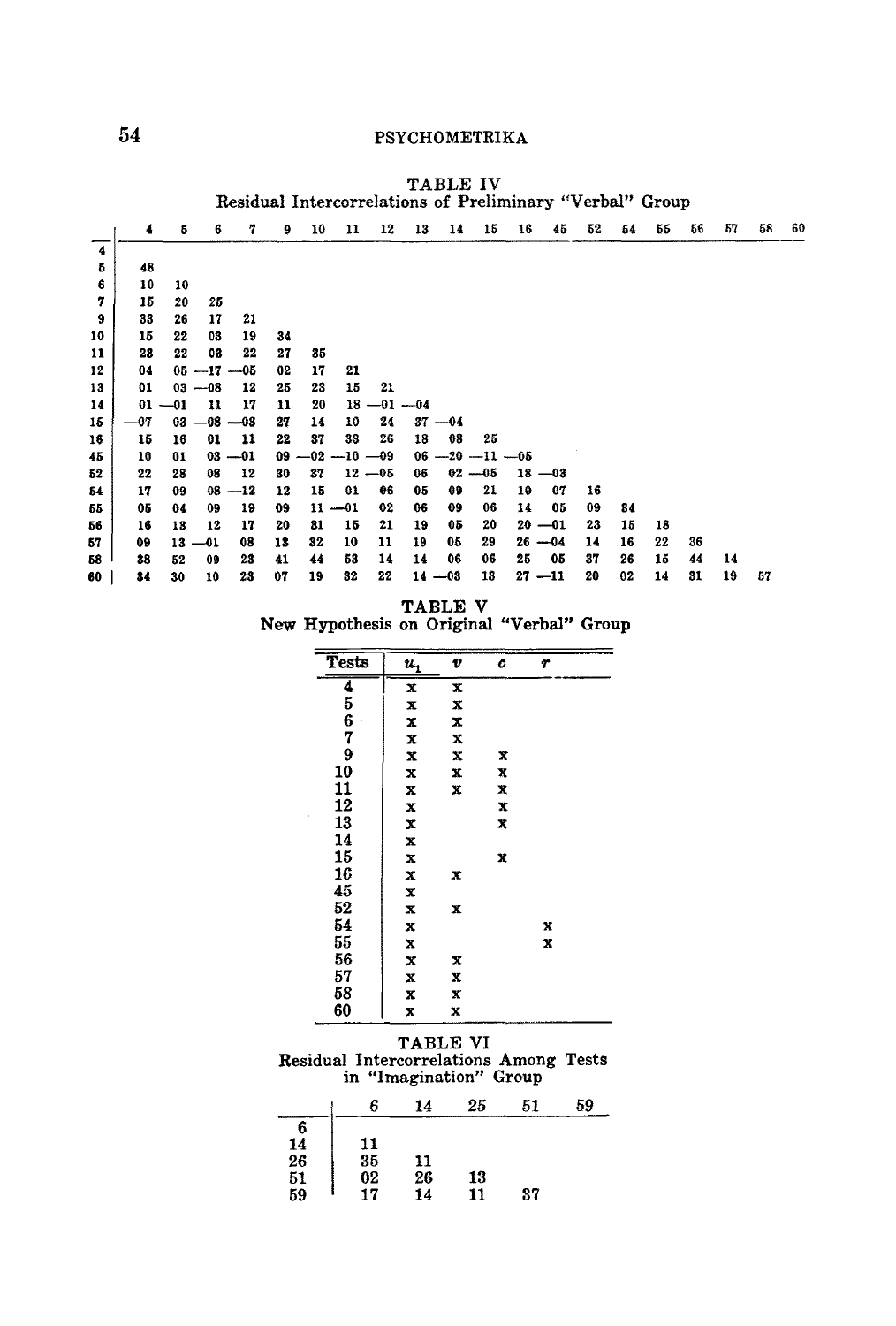**TABLE IV**
Residual Intercorrelations of Preliminary "Verbal" Group

| | 4 | 5 | 6 | 7 | 9 | 10 | 11 | 12 | 13 | 14 | 15 | 16 | 45 | 52 | 54 | 55 | 56 | 57 | 58 | 60 |
|---|---|---|---|---|---|---|---|---|---|---|---|---|---|---|---|---|---|---|---|---|
| 4 | | | | | | | | | | | | | | | | | | | | |
| 5 | 48 | | | | | | | | | | | | | | | | | | | |
| 6 | 10 | 10 | | | | | | | | | | | | | | | | | | |
| 7 | 15 | 20 | 25 | | | | | | | | | | | | | | | | | |
| 9 | 33 | 26 | 17 | 21 | | | | | | | | | | | | | | | | |
| 10 | 15 | 22 | 03 | 19 | 34 | | | | | | | | | | | | | | | |
| 11 | 23 | 22 | 03 | 22 | 27 | 35 | | | | | | | | | | | | | | |
| 12 | 04 | 05 | —17 | —05 | 02 | 17 | 21 | | | | | | | | | | | | | |
| 13 | 01 | 03 | —08 | 12 | 25 | 23 | 15 | 21 | | | | | | | | | | | | |
| 14 | 01 | —01 | 11 | 17 | 11 | 20 | 18 | —01 | —04 | | | | | | | | | | | |
| 15 | —07 | 03 | —08 | —03 | 27 | 14 | 10 | 24 | 37 | —04 | | | | | | | | | | |
| 16 | 15 | 16 | 01 | 11 | 22 | 37 | 33 | 26 | 18 | 08 | 25 | | | | | | | | | |
| 45 | 10 | 01 | 03 | —01 | 09 | —02 | —10 | —09 | 06 | —20 | —11 | —05 | | | | | | | | |
| 52 | 22 | 28 | 08 | 12 | 30 | 37 | 12 | —05 | 06 | 02 | —05 | 18 | —03 | | | | | | | |
| 54 | 17 | 09 | 08 | —12 | 12 | 15 | 01 | 06 | 05 | 09 | 21 | 10 | 07 | 16 | | | | | | |
| 55 | 05 | 04 | 09 | 19 | 09 | 11 | —01 | 02 | 06 | 09 | 06 | 14 | 05 | 09 | 34 | | | | | |
| 56 | 16 | 13 | 12 | 17 | 20 | 31 | 15 | 21 | 19 | 05 | 20 | 20 | —01 | 23 | 15 | 18 | | | | |
| 57 | 09 | 13 | —01 | 08 | 13 | 32 | 10 | 11 | 19 | 05 | 29 | 26 | —04 | 14 | 16 | 22 | 36 | | | |
| 58 | 38 | 52 | 09 | 23 | 41 | 44 | 53 | 14 | 14 | 06 | 06 | 25 | 05 | 37 | 26 | 15 | 44 | 14 | | |
| 60 | 34 | 30 | 10 | 23 | 07 | 19 | 32 | 22 | 14 | —03 | 13 | 27 | —11 | 20 | 02 | 14 | 31 | 19 | 57 | |

**TABLE V**
New Hypothesis on Original "Verbal" Group

| Tests | $u_1$ | $v$ | $c$ | $r$ |
|---|---|---|---|---|
| 4 | x | x | | |
| 5 | x | x | | |
| 6 | x | x | | |
| 7 | x | x | | |
| 9 | x | x | x | |
| 10 | x | x | x | |
| 11 | x | x | x | |
| 12 | x | | x | |
| 13 | x | | x | |
| 14 | x | | | |
| 15 | x | | x | |
| 16 | x | x | | |
| 45 | x | | | |
| 52 | x | x | | |
| 54 | x | | | x |
| 55 | x | | | x |
| 56 | x | x | | |
| 57 | x | x | | |
| 58 | x | x | | |
| 60 | x | x | | |

**TABLE VI**
Residual Intercorrelations Among Tests in "Imagination" Group

| | 6 | 14 | 25 | 51 | 59 |
|---|---|---|---|---|---|
| 6 | | | | | |
| 14 | 11 | | | | |
| 26 | 35 | 11 | | | |
| 51 | 02 | 26 | 13 | | |
| 59 | 17 | 14 | 11 | 37 | |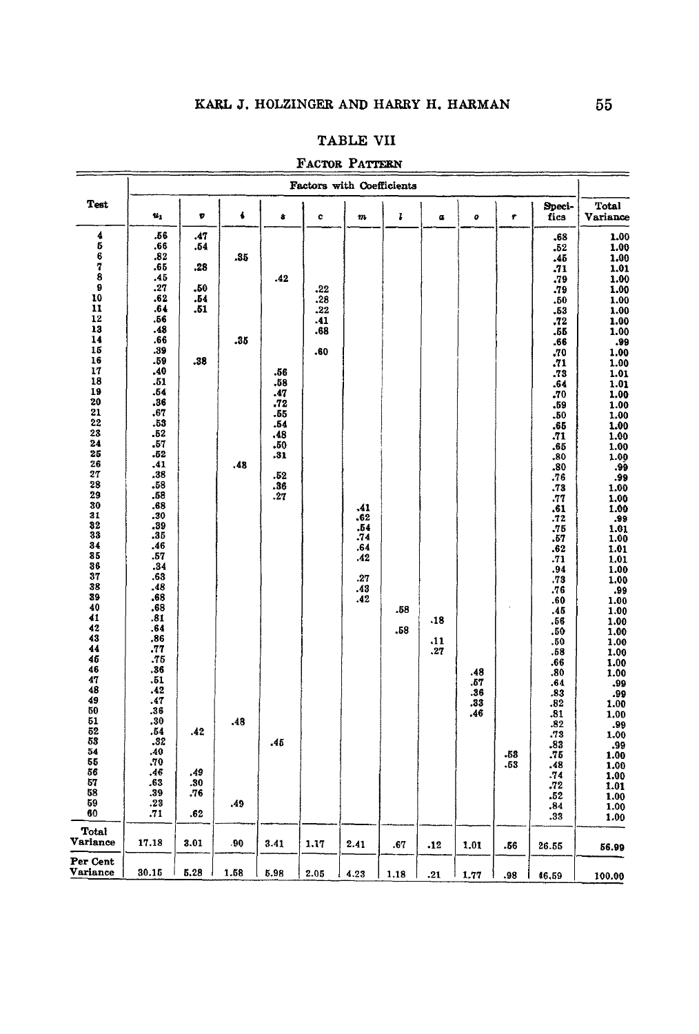## TABLE VII

### Factor Pattern

| Test | Factors with Coefficients | | | | | | | | | | | Total Variance |
|---|---|---|---|---|---|---|---|---|---|---|---|---|
| | $u_1$ | $v$ | $i$ | $s$ | $c$ | $m$ | $l$ | $a$ | $o$ | $r$ | Specifics | |
| 4 | .56 | .47 | | | | | | | | | .68 | 1.00 |
| 5 | .66 | .54 | | | | | | | | | .52 | 1.00 |
| 6 | .82 | | .35 | | | | | | | | .45 | 1.00 |
| 7 | .65 | .28 | | | | | | | | | .71 | 1.01 |
| 8 | .45 | | | .42 | | | | | | | .79 | 1.00 |
| 9 | .27 | .50 | | | .22 | | | | | | .79 | 1.00 |
| 10 | .62 | .54 | | | .28 | | | | | | .50 | 1.00 |
| 11 | .64 | .51 | | | .22 | | | | | | .53 | 1.00 |
| 12 | .56 | | | | .41 | | | | | | .72 | 1.00 |
| 13 | .48 | | | | .68 | | | | | | .55 | 1.00 |
| 14 | .66 | | .35 | | | | | | | | .66 | .99 |
| 15 | .39 | | | | .60 | | | | | | .70 | 1.00 |
| 16 | .59 | .38 | | | | | | | | | .71 | 1.00 |
| 17 | .40 | | | .56 | | | | | | | .73 | 1.01 |
| 18 | .51 | | | .58 | | | | | | | .64 | 1.01 |
| 19 | .54 | | | .47 | | | | | | | .70 | 1.00 |
| 20 | .36 | | | .72 | | | | | | | .59 | 1.00 |
| 21 | .67 | | | .55 | | | | | | | .50 | 1.00 |
| 22 | .53 | | | .54 | | | | | | | .65 | 1.00 |
| 23 | .52 | | | .48 | | | | | | | .71 | 1.00 |
| 24 | .57 | | | .50 | | | | | | | .65 | 1.00 |
| 25 | .52 | | | .31 | | | | | | | .80 | 1.00 |
| 26 | .41 | | .48 | | | | | | | | .80 | .99 |
| 27 | .38 | | | .52 | | | | | | | .76 | .99 |
| 28 | .58 | | | .36 | | | | | | | .73 | 1.00 |
| 29 | .58 | | | .27 | | | | | | | .77 | 1.00 |
| 30 | .68 | | | | | .41 | | | | | .61 | 1.00 |
| 31 | .30 | | | | | .62 | | | | | .72 | .99 |
| 32 | .39 | | | | | .54 | | | | | .75 | 1.01 |
| 33 | .35 | | | | | .74 | | | | | .57 | 1.00 |
| 34 | .46 | | | | | .64 | | | | | .62 | 1.01 |
| 35 | .57 | | | | | .42 | | | | | .71 | 1.01 |
| 36 | .34 | | | | | | | | | | .94 | 1.00 |
| 37 | .63 | | | | | .27 | | | | | .73 | 1.00 |
| 38 | .48 | | | | | .43 | | | | | .76 | .99 |
| 39 | .68 | | | | | .42 | | | | | .60 | 1.00 |
| 40 | .68 | | | | | | .58 | | | | .45 | 1.00 |
| 41 | .81 | | | | | | | .18 | | | .56 | 1.00 |
| 42 | .64 | | | | | | .58 | | | | .50 | 1.00 |
| 43 | .86 | | | | | | | .11 | | | .50 | 1.00 |
| 44 | .77 | | | | | | | .27 | | | .58 | 1.00 |
| 45 | .75 | | | | | | | | | | .66 | 1.00 |
| 46 | .36 | | | | | | | | .48 | | .80 | 1.00 |
| 47 | .51 | | | | | | | | .57 | | .64 | .99 |
| 48 | .42 | | | | | | | | .36 | | .83 | .99 |
| 49 | .47 | | | | | | | | .33 | | .82 | 1.00 |
| 50 | .36 | | | | | | | | .46 | | .81 | 1.00 |
| 51 | .30 | | .48 | | | | | | | | .82 | .99 |
| 52 | .54 | .42 | | | | | | | | | .73 | 1.00 |
| 53 | .32 | | | .45 | | | | | | | .83 | .99 |
| 54 | .40 | | | | | | | | | .53 | .75 | 1.00 |
| 55 | .70 | | | | | | | | | .53 | .48 | 1.00 |
| 56 | .46 | .49 | | | | | | | | | .74 | 1.00 |
| 57 | .63 | .30 | | | | | | | | | .72 | 1.01 |
| 58 | .39 | .76 | | | | | | | | | .52 | 1.00 |
| 59 | .23 | | .49 | | | | | | | | .84 | 1.00 |
| 60 | .71 | .62 | | | | | | | | | .33 | 1.00 |
| Total Variance | 17.18 | 3.01 | .90 | 3.41 | 1.17 | 2.41 | .67 | .12 | 1.01 | .56 | 26.55 | 56.99 |
| Per Cent Variance | 30.15 | 5.28 | 1.58 | 5.98 | 2.05 | 4.23 | 1.18 | .21 | 1.77 | .98 | 46.59 | 100.00 |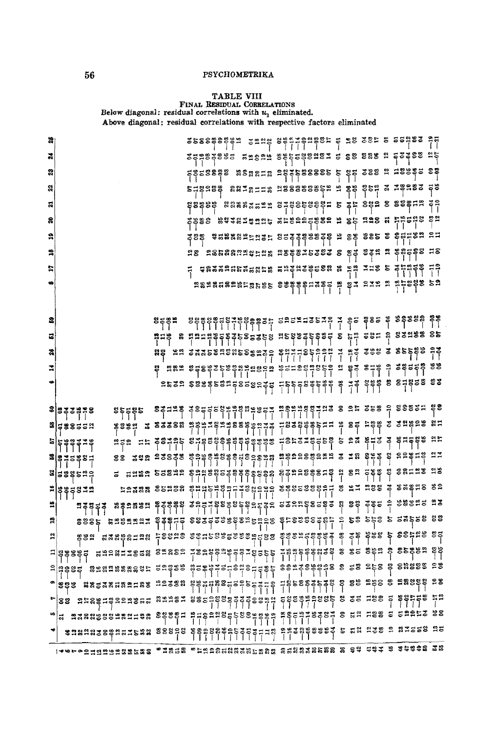TABLE VIII

FINAL RESIDUAL CORRELATIONS

Below diagonal: residual correlations with $u_1$ eliminated.

Above diagonal: residual correlations with respective factors eliminated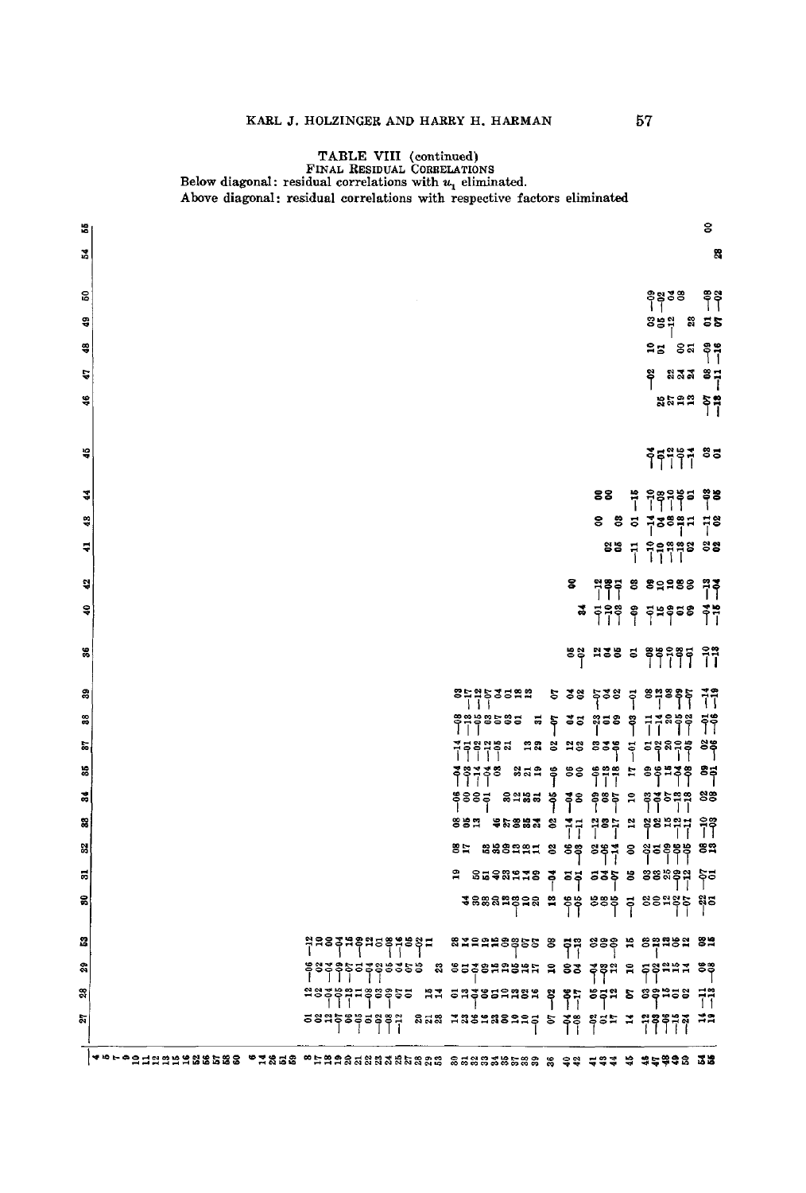TABLE VIII (continued)

FINAL RESIDUAL CORRELATIONS

Below diagonal: residual correlations with $u_1$ eliminated.

Above diagonal: residual correlations with respective factors eliminated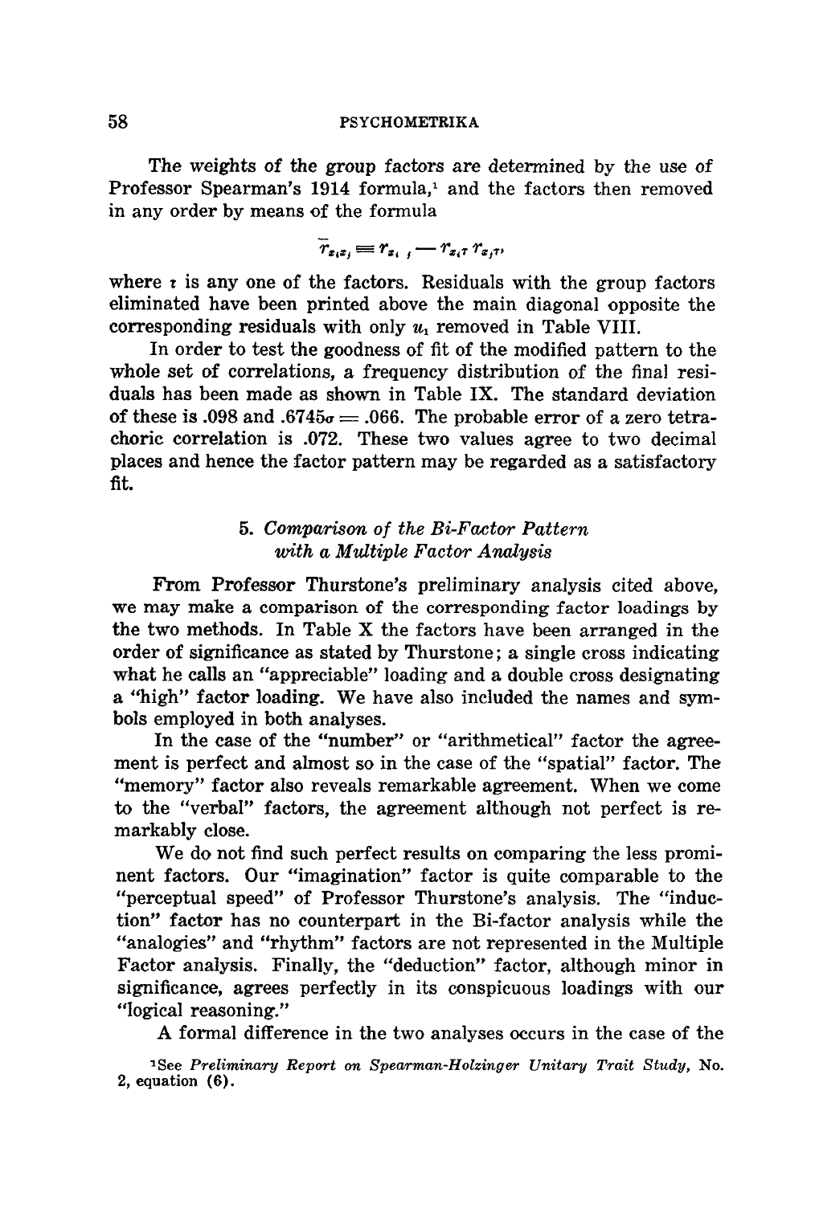The weights of the group factors are determined by the use of Professor Spearman's 1914 formula,[1] and the factors then removed in any order by means of the formula

$$\bar{r}_{x_i x_j} = r_{x_i x_j} - r_{x_i \tau} r_{x_j \tau},$$

where $\tau$ is any one of the factors. Residuals with the group factors eliminated have been printed above the main diagonal opposite the corresponding residuals with only $u_1$ removed in Table VIII.

In order to test the goodness of fit of the modified pattern to the whole set of correlations, a frequency distribution of the final residuals has been made as shown in Table IX. The standard deviation of these is .098 and $.6745\sigma = .066$. The probable error of a zero tetrachoric correlation is .072. These two values agree to two decimal places and hence the factor pattern may be regarded as a satisfactory fit.

## 5. *Comparison of the Bi-Factor Pattern with a Multiple Factor Analysis*

From Professor Thurstone's preliminary analysis cited above, we may make a comparison of the corresponding factor loadings by the two methods. In Table X the factors have been arranged in the order of significance as stated by Thurstone; a single cross indicating what he calls an "appreciable" loading and a double cross designating a "high" factor loading. We have also included the names and symbols employed in both analyses.

In the case of the "number" or "arithmetical" factor the agreement is perfect and almost so in the case of the "spatial" factor. The "memory" factor also reveals remarkable agreement. When we come to the "verbal" factors, the agreement although not perfect is remarkably close.

We do not find such perfect results on comparing the less prominent factors. Our "imagination" factor is quite comparable to the "perceptual speed" of Professor Thurstone's analysis. The "induction" factor has no counterpart in the Bi-factor analysis while the "analogies" and "rhythm" factors are not represented in the Multiple Factor analysis. Finally, the "deduction" factor, although minor in significance, agrees perfectly in its conspicuous loadings with our "logical reasoning."

A formal difference in the two analyses occurs in the case of the

[1] See *Preliminary Report on Spearman-Holzinger Unitary Trait Study*, No. 2, equation (6).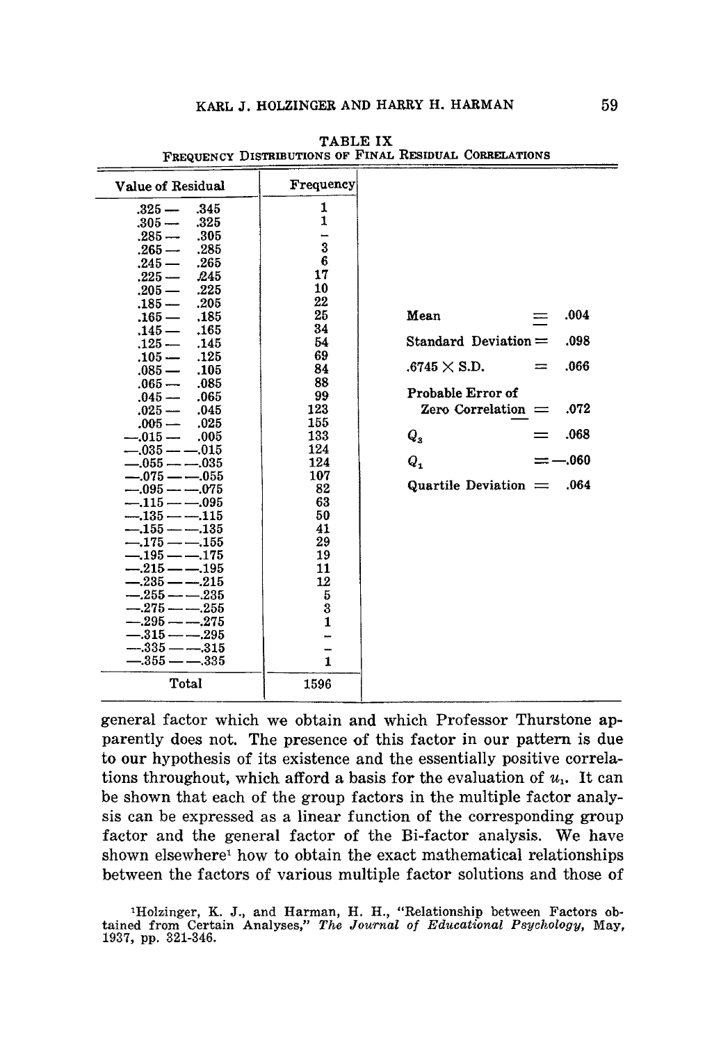**TABLE IX**

**Frequency Distributions of Final Residual Correlations**

| Value of Residual | Frequency |
|---|---|
| .325 — .345 | 1 |
| .305 — .325 | 1 |
| .285 — .305 | – |
| .265 — .285 | 3 |
| .245 — .265 | 6 |
| .225 — .245 | 17 |
| .205 — .225 | 10 |
| .185 — .205 | 22 |
| .165 — .185 | 25 |
| .145 — .165 | 34 |
| .125 — .145 | 54 |
| .105 — .125 | 69 |
| .085 — .105 | 84 |
| .065 — .085 | 88 |
| .045 — .065 | 99 |
| .025 — .045 | 123 |
| .005 — .025 | 155 |
| —.015 — .005 | 133 |
| —.035 — —.015 | 124 |
| —.055 — —.035 | 124 |
| —.075 — —.055 | 107 |
| —.095 — —.075 | 82 |
| —.115 — —.095 | 63 |
| —.135 — —.115 | 50 |
| —.155 — —.135 | 41 |
| —.175 — —.155 | 29 |
| —.195 — —.175 | 19 |
| —.215 — —.195 | 11 |
| —.235 — —.215 | 12 |
| —.255 — —.235 | 5 |
| —.275 — —.255 | 3 |
| —.295 — —.275 | 1 |
| —.315 — —.295 | – |
| —.335 — —.315 | – |
| —.355 — —.335 | 1 |
| Total | 1596 |

Mean $=$ .004

Standard Deviation $=$ .098

.6745 $\times$ S.D. $=$ .066

Probable Error of Zero Correlation $=$ .072

$Q_3$ $=$ .068

$Q_1$ $=$ —.060

Quartile Deviation $=$ .064

general factor which we obtain and which Professor Thurstone apparently does not. The presence of this factor in our pattern is due to our hypothesis of its existence and the essentially positive correlations throughout, which afford a basis for the evaluation of $u_1$. It can be shown that each of the group factors in the multiple factor analysis can be expressed as a linear function of the corresponding group factor and the general factor of the Bi-factor analysis. We have shown elsewhere[1] how to obtain the exact mathematical relationships between the factors of various multiple factor solutions and those of

[1] Holzinger, K. J., and Harman, H. H., "Relationship between Factors obtained from Certain Analyses," *The Journal of Educational Psychology,* May, 1937, pp. 321-346.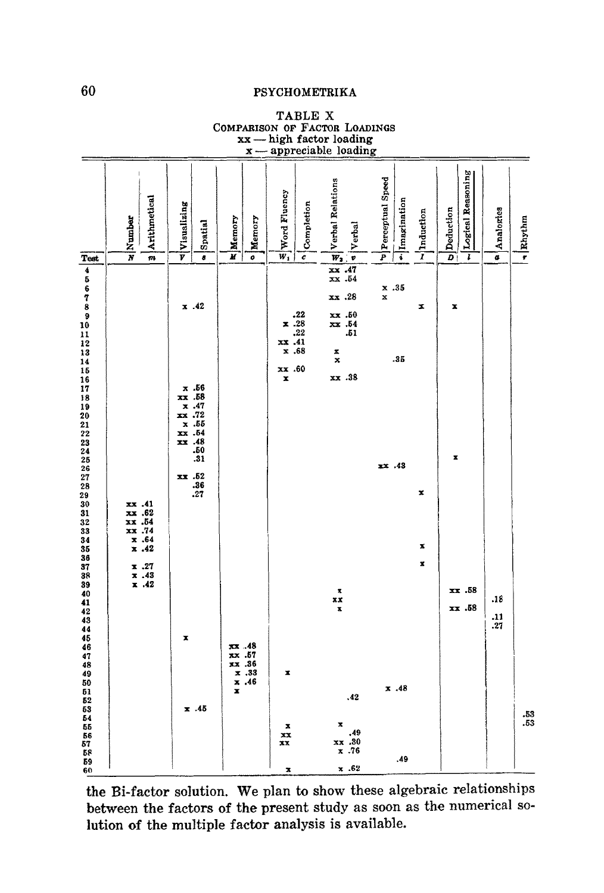TABLE X
COMPARISON OF FACTOR LOADINGS
xx — high factor loading
x — appreciable loading

| Test | Number $N$ | Arithmetical $m$ | Visualizing $V$ | Spatial $s$ | Memory $M$ | Memory $o$ | Word Fluency $W_1$ | Completion $c$ | Verbal Relations $W_2$ | Verbal $v$ | Perceptual Speed $P$ | Imagination $i$ | Induction $I$ | Deduction $D$ | Logical Reasoning $l$ | Analogies $a$ | Rhythm $r$ |
|---|---|---|---|---|---|---|---|---|---|---|---|---|---|---|---|---|---|
| 4 | | | | | | | | | xx | .47 | | | | | | | |
| 5 | | | | | | | | | xx | .54 | | | | | | | |
| 6 | | | | | | | | | | | x | .35 | | | | | |
| 7 | | | | | | | | | xx | .28 | x | | | | | | |
| 8 | | | x | .42 | | | | | | | | | x | x | | | |
| 9 | | | | | | | | .22 | xx | .50 | | | | | | | |
| 10 | | | | | | | x | .28 | xx | .54 | | | | | | | |
| 11 | | | | | | | | .22 | | .51 | | | | | | | |
| 12 | | | | | | | xx | .41 | | | | | | | | | |
| 13 | | | | | | | x | .68 | x | | | | | | | | |
| 14 | | | | | | | | | x | | | .35 | | | | | |
| 15 | | | | | | | xx | .60 | | | | | | | | | |
| 16 | | | | | | | x | | xx | .38 | | | | | | | |
| 17 | | | x | .56 | | | | | | | | | | | | | |
| 18 | | | xx | .58 | | | | | | | | | | | | | |
| 19 | | | x | .47 | | | | | | | | | | | | | |
| 20 | | | xx | .72 | | | | | | | | | | | | | |
| 21 | | | x | .55 | | | | | | | | | | | | | |
| 22 | | | xx | .54 | | | | | | | | | | | | | |
| 23 | | | xx | .48 | | | | | | | | | | | | | |
| 24 | | | | .50 | | | | | | | | | | | | | |
| 25 | | | | .31 | | | | | | | | | | x | | | |
| 26 | | | | | | | | | | | xx | .43 | | | | | |
| 27 | | | xx | .52 | | | | | | | | | | | | | |
| 28 | | | | .36 | | | | | | | | | | | | | |
| 29 | | | | .27 | | | | | | | | | x | | | | |
| 30 | xx | .41 | | | | | | | | | | | | | | | |
| 31 | xx | .62 | | | | | | | | | | | | | | | |
| 32 | xx | .54 | | | | | | | | | | | | | | | |
| 33 | xx | .74 | | | | | | | | | | | | | | | |
| 34 | x | .64 | | | | | | | | | | | | | | | |
| 35 | x | .42 | | | | | | | | | | | x | | | | |
| 36 | | | | | | | | | | | | | | | | | |
| 37 | x | .27 | | | | | | | | | | | x | | | | |
| 38 | x | .43 | | | | | | | | | | | | | | | |
| 39 | x | .42 | | | | | | | x | | | | | xx | .58 | | |
| 40 | | | | | | | | | | | | | | | | | |
| 41 | | | | | | | | | xx | | | | | | | .18 | |
| 42 | | | | | | | | | x | | | | | xx | .58 | | |
| 43 | | | | | | | | | | | | | | | | .11 | |
| 44 | | | | | | | | | | | | | | | | .27 | |
| 45 | | | x | | | | | | | | | | | | | | |
| 46 | | | | | xx | .48 | | | | | | | | | | | |
| 47 | | | | | xx | .57 | | | | | | | | | | | |
| 48 | | | | | xx | .36 | | | | | | | | | | | |
| 49 | | | | | x | .33 | x | | | | | | | | | | |
| 50 | | | | | x | .46 | | | | | | | | | | | |
| 51 | | | | | x | | | | | | x | .48 | | | | | |
| 52 | | | | | | | | | | .42 | | | | | | | |
| 53 | | | x | .45 | | | | | | | | | | | | | .53 |
| 54 | | | | | | | | | | | | | | | | | .53 |
| 55 | | | | | | | x | | x | | | | | | | | |
| 56 | | | | | | | xx | | | .49 | | | | | | | |
| 57 | | | | | | | xx | | xx | .30 | | | | | | | |
| 58 | | | | | | | | | x | .76 | | | | | | | |
| 59 | | | | | | | | | | | | .49 | | | | | |
| 60 | | | | | | | x | | x | .62 | | | | | | | |

the Bi-factor solution. We plan to show these algebraic relationships between the factors of the present study as soon as the numerical solution of the multiple factor analysis is available.